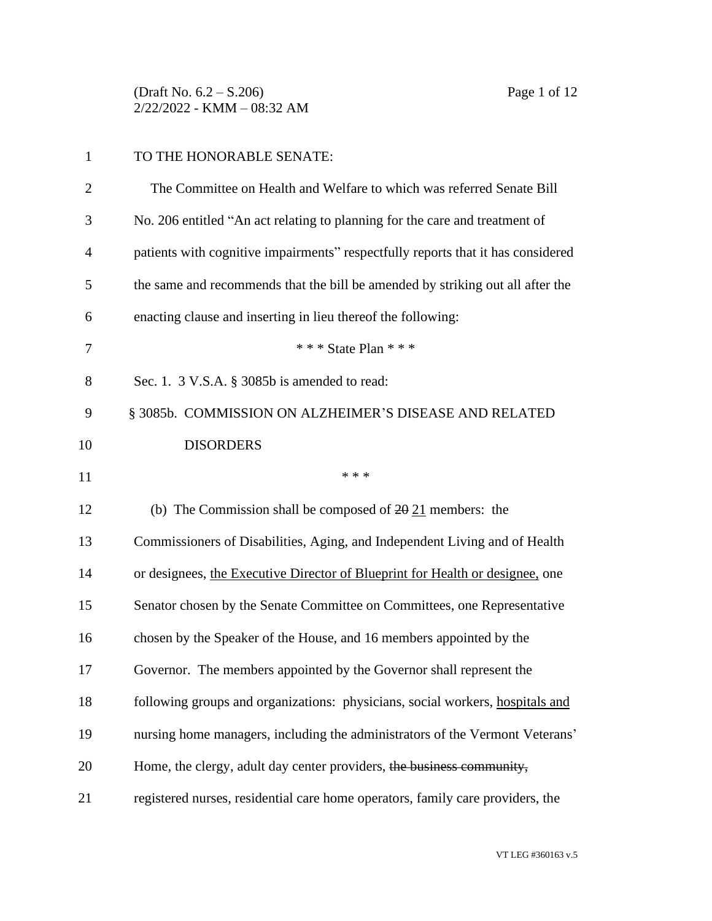TO THE HONORABLE SENATE:

The Committee on Health and Welfare to which was referred Senate Bill No. 206 entitled "An act relating to planning for the care and treatment of patients with cognitive impairments" respectfully reports that it has considered the same and recommends that the bill be amended by striking out all after the enacting clause and inserting in lieu thereof the following:

\* \* \* State Plan \* \* \*

Sec. 1. 3 V.S.A. § 3085b is amended to read:

§ 3085b. COMMISSION ON ALZHEIMER'S DISEASE AND RELATED DISORDERS

\* \* \*

(b) The Commission shall be composed of ~~20~~ 21 members: the Commissioners of Disabilities, Aging, and Independent Living and of Health or designees, the Executive Director of Blueprint for Health or designee, one Senator chosen by the Senate Committee on Committees, one Representative chosen by the Speaker of the House, and 16 members appointed by the Governor. The members appointed by the Governor shall represent the following groups and organizations: physicians, social workers, hospitals and nursing home managers, including the administrators of the Vermont Veterans' Home, the clergy, adult day center providers, ~~the business community,~~ registered nurses, residential care home operators, family care providers, the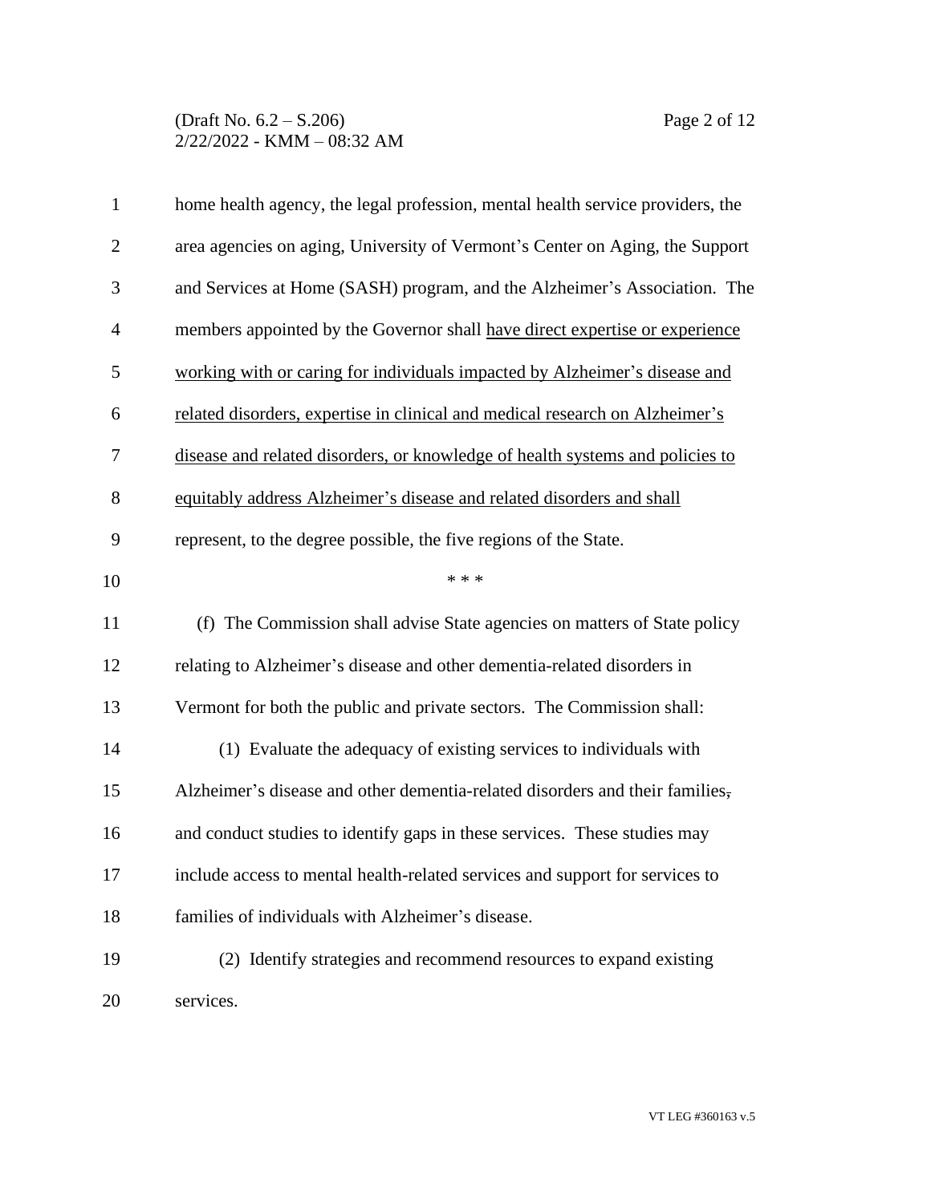home health agency, the legal profession, mental health service providers, the area agencies on aging, University of Vermont's Center on Aging, the Support and Services at Home (SASH) program, and the Alzheimer's Association. The members appointed by the Governor shall have direct expertise or experience working with or caring for individuals impacted by Alzheimer's disease and related disorders, expertise in clinical and medical research on Alzheimer's disease and related disorders, or knowledge of health systems and policies to equitably address Alzheimer's disease and related disorders and shall represent, to the degree possible, the five regions of the State.

\* \* \*

(f) The Commission shall advise State agencies on matters of State policy relating to Alzheimer's disease and other dementia-related disorders in Vermont for both the public and private sectors. The Commission shall:

(1) Evaluate the adequacy of existing services to individuals with Alzheimer's disease and other dementia-related disorders and their families, and conduct studies to identify gaps in these services. These studies may include access to mental health-related services and support for services to families of individuals with Alzheimer's disease.

(2) Identify strategies and recommend resources to expand existing services.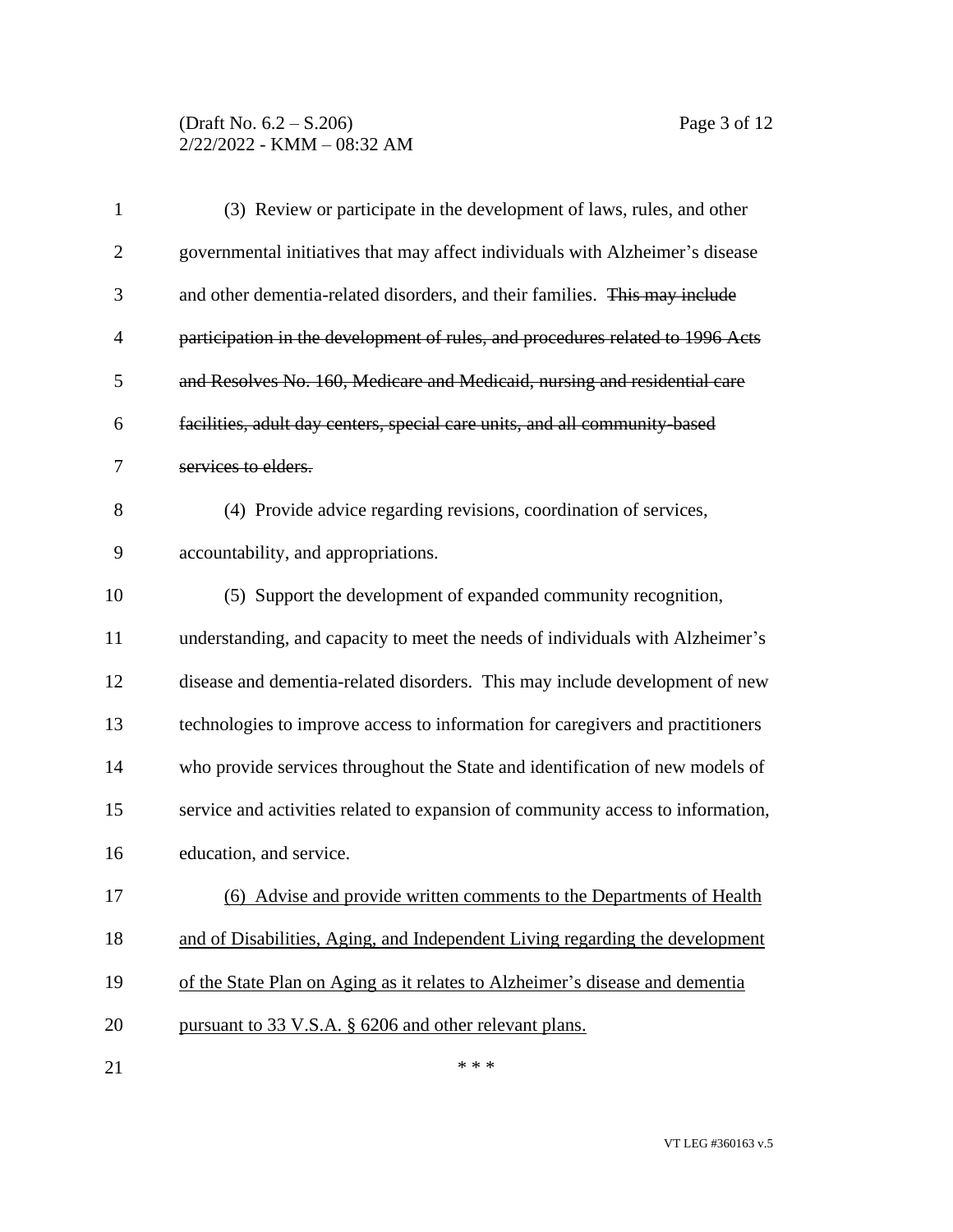(3) Review or participate in the development of laws, rules, and other governmental initiatives that may affect individuals with Alzheimer's disease and other dementia-related disorders, and their families. ~~This may include participation in the development of rules, and procedures related to 1996 Acts and Resolves No. 160, Medicare and Medicaid, nursing and residential care facilities, adult day centers, special care units, and all community-based services to elders.~~

(4) Provide advice regarding revisions, coordination of services, accountability, and appropriations.

(5) Support the development of expanded community recognition, understanding, and capacity to meet the needs of individuals with Alzheimer's disease and dementia-related disorders. This may include development of new technologies to improve access to information for caregivers and practitioners who provide services throughout the State and identification of new models of service and activities related to expansion of community access to information, education, and service.

<u>(6) Advise and provide written comments to the Departments of Health and of Disabilities, Aging, and Independent Living regarding the development of the State Plan on Aging as it relates to Alzheimer's disease and dementia pursuant to 33 V.S.A. § 6206 and other relevant plans.</u>

\* \* \*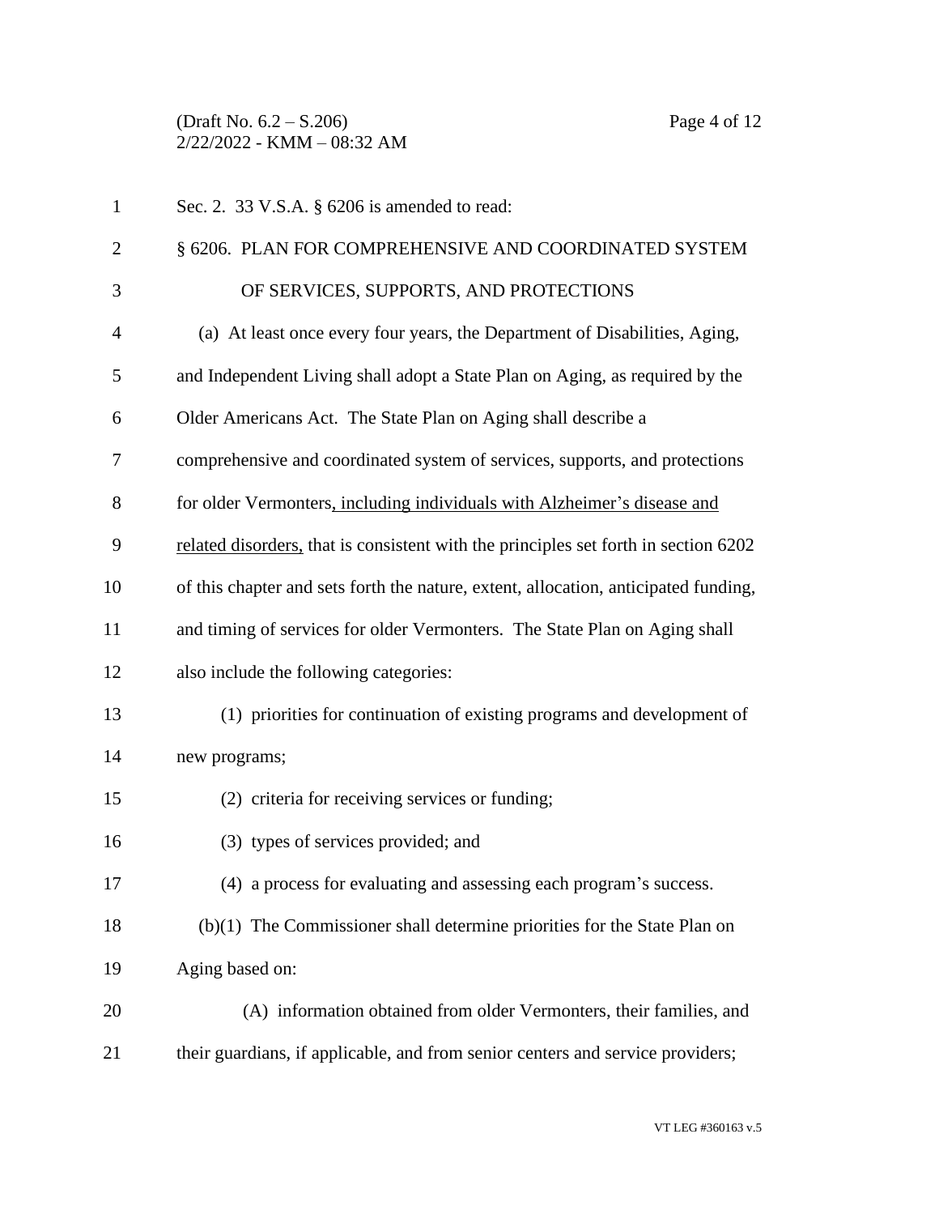Sec. 2. 33 V.S.A. § 6206 is amended to read:

§ 6206. PLAN FOR COMPREHENSIVE AND COORDINATED SYSTEM OF SERVICES, SUPPORTS, AND PROTECTIONS

(a) At least once every four years, the Department of Disabilities, Aging, and Independent Living shall adopt a State Plan on Aging, as required by the Older Americans Act. The State Plan on Aging shall describe a comprehensive and coordinated system of services, supports, and protections for older Vermonters<u>, including individuals with Alzheimer's disease and related disorders,</u> that is consistent with the principles set forth in section 6202 of this chapter and sets forth the nature, extent, allocation, anticipated funding, and timing of services for older Vermonters. The State Plan on Aging shall also include the following categories:

(1) priorities for continuation of existing programs and development of new programs;

(2) criteria for receiving services or funding;

(3) types of services provided; and

(4) a process for evaluating and assessing each program's success.

(b)(1) The Commissioner shall determine priorities for the State Plan on Aging based on:

(A) information obtained from older Vermonters, their families, and their guardians, if applicable, and from senior centers and service providers;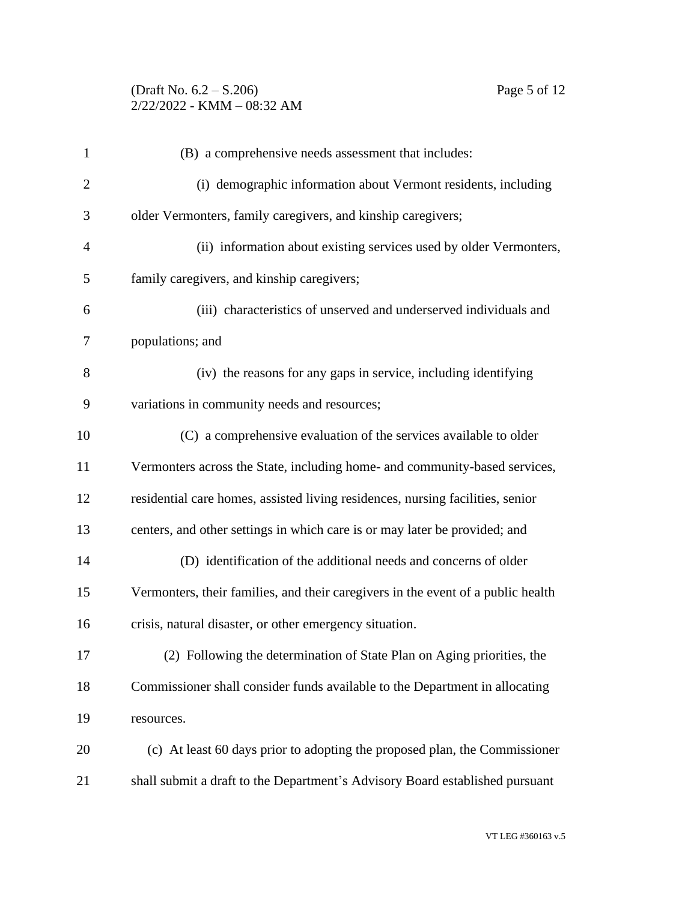(B) a comprehensive needs assessment that includes:

(i) demographic information about Vermont residents, including older Vermonters, family caregivers, and kinship caregivers;

(ii) information about existing services used by older Vermonters, family caregivers, and kinship caregivers;

(iii) characteristics of unserved and underserved individuals and populations; and

(iv) the reasons for any gaps in service, including identifying variations in community needs and resources;

(C) a comprehensive evaluation of the services available to older Vermonters across the State, including home- and community-based services, residential care homes, assisted living residences, nursing facilities, senior centers, and other settings in which care is or may later be provided; and

(D) identification of the additional needs and concerns of older Vermonters, their families, and their caregivers in the event of a public health crisis, natural disaster, or other emergency situation.

(2) Following the determination of State Plan on Aging priorities, the Commissioner shall consider funds available to the Department in allocating resources.

(c) At least 60 days prior to adopting the proposed plan, the Commissioner shall submit a draft to the Department's Advisory Board established pursuant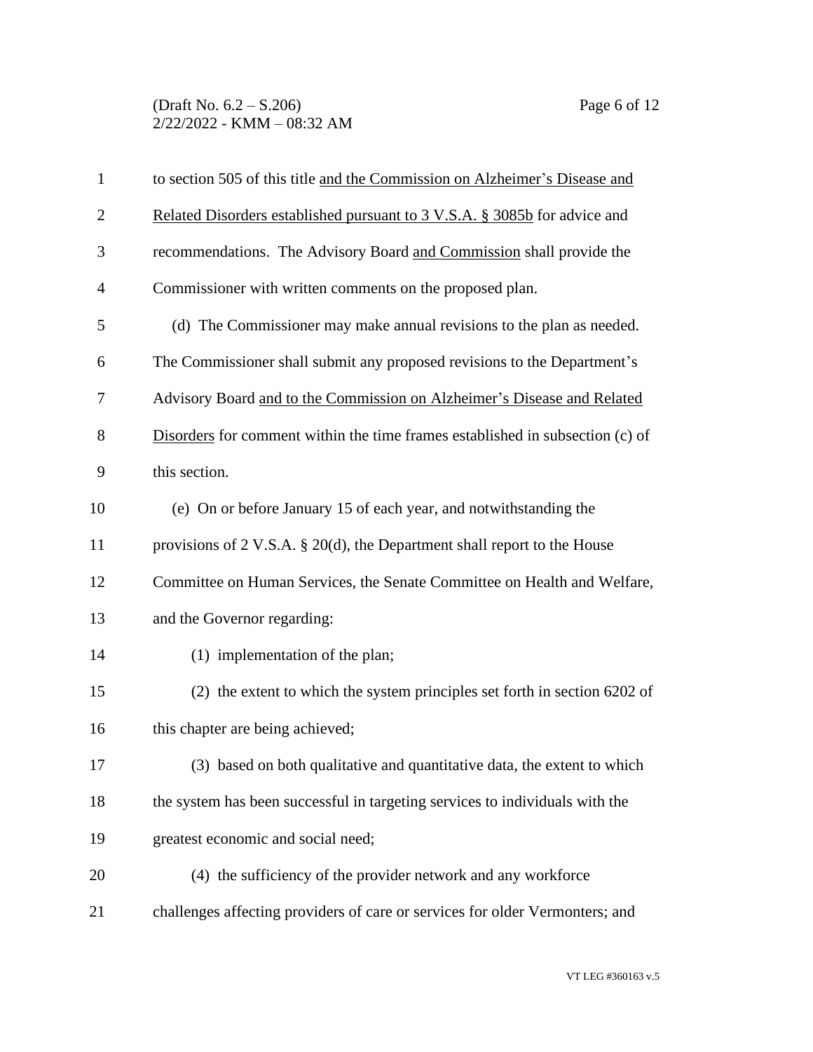to section 505 of this title <u>and the Commission on Alzheimer's Disease and Related Disorders established pursuant to 3 V.S.A. § 3085b</u> for advice and recommendations. The Advisory Board <u>and Commission</u> shall provide the Commissioner with written comments on the proposed plan.

(d) The Commissioner may make annual revisions to the plan as needed. The Commissioner shall submit any proposed revisions to the Department's Advisory Board <u>and to the Commission on Alzheimer's Disease and Related Disorders</u> for comment within the time frames established in subsection (c) of this section.

(e) On or before January 15 of each year, and notwithstanding the provisions of 2 V.S.A. § 20(d), the Department shall report to the House Committee on Human Services, the Senate Committee on Health and Welfare, and the Governor regarding:

(1) implementation of the plan;

(2) the extent to which the system principles set forth in section 6202 of this chapter are being achieved;

(3) based on both qualitative and quantitative data, the extent to which the system has been successful in targeting services to individuals with the greatest economic and social need;

(4) the sufficiency of the provider network and any workforce challenges affecting providers of care or services for older Vermonters; and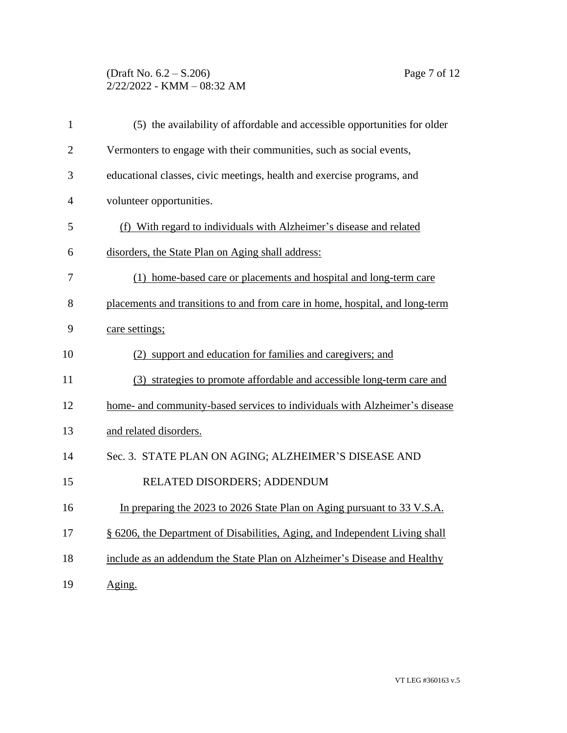(5) the availability of affordable and accessible opportunities for older Vermonters to engage with their communities, such as social events, educational classes, civic meetings, health and exercise programs, and volunteer opportunities.

(f) With regard to individuals with Alzheimer's disease and related disorders, the State Plan on Aging shall address:

(1) home-based care or placements and hospital and long-term care placements and transitions to and from care in home, hospital, and long-term care settings;

(2) support and education for families and caregivers; and

(3) strategies to promote affordable and accessible long-term care and home- and community-based services to individuals with Alzheimer's disease and related disorders.

Sec. 3. STATE PLAN ON AGING; ALZHEIMER'S DISEASE AND RELATED DISORDERS; ADDENDUM

In preparing the 2023 to 2026 State Plan on Aging pursuant to 33 V.S.A. § 6206, the Department of Disabilities, Aging, and Independent Living shall include as an addendum the State Plan on Alzheimer's Disease and Healthy Aging.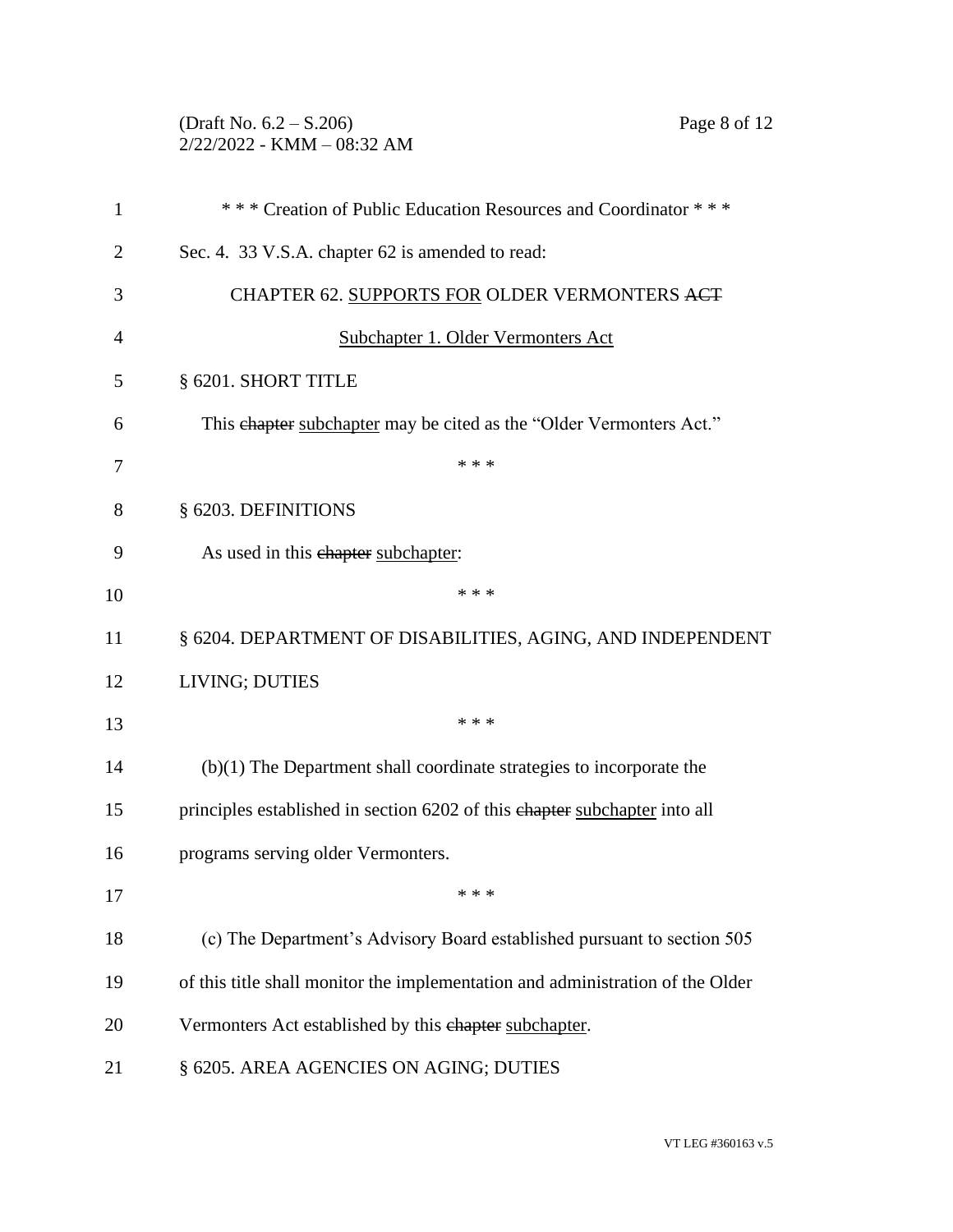\* \* \* Creation of Public Education Resources and Coordinator \* \* \*

Sec. 4. 33 V.S.A. chapter 62 is amended to read:

CHAPTER 62. <u>SUPPORTS FOR</u> OLDER VERMONTERS ~~ACT~~

<u>Subchapter 1. Older Vermonters Act</u>

§ 6201. SHORT TITLE

This ~~chapter~~ <u>subchapter</u> may be cited as the "Older Vermonters Act."

\* \* \*

§ 6203. DEFINITIONS

As used in this ~~chapter~~ <u>subchapter</u>:

\* \* \*

§ 6204. DEPARTMENT OF DISABILITIES, AGING, AND INDEPENDENT LIVING; DUTIES

\* \* \*

(b)(1) The Department shall coordinate strategies to incorporate the principles established in section 6202 of this ~~chapter~~ <u>subchapter</u> into all programs serving older Vermonters.

\* \* \*

(c) The Department's Advisory Board established pursuant to section 505 of this title shall monitor the implementation and administration of the Older Vermonters Act established by this ~~chapter~~ <u>subchapter</u>.

§ 6205. AREA AGENCIES ON AGING; DUTIES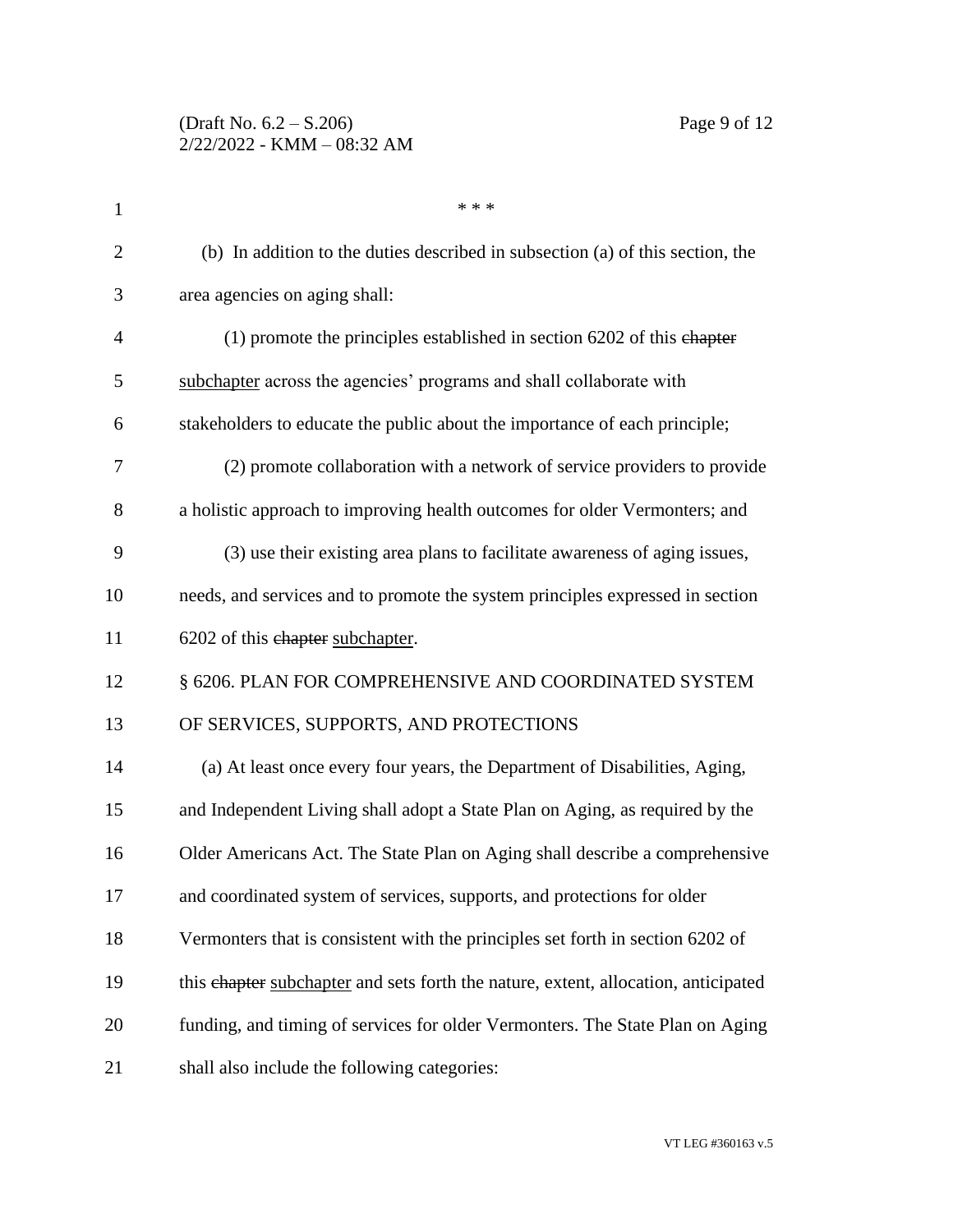\* \* \*

(b) In addition to the duties described in subsection (a) of this section, the area agencies on aging shall:

(1) promote the principles established in section 6202 of this ~~chapter~~ <u>subchapter</u> across the agencies' programs and shall collaborate with stakeholders to educate the public about the importance of each principle;

(2) promote collaboration with a network of service providers to provide a holistic approach to improving health outcomes for older Vermonters; and

(3) use their existing area plans to facilitate awareness of aging issues, needs, and services and to promote the system principles expressed in section 6202 of this ~~chapter~~ <u>subchapter</u>.

§ 6206. PLAN FOR COMPREHENSIVE AND COORDINATED SYSTEM OF SERVICES, SUPPORTS, AND PROTECTIONS

(a) At least once every four years, the Department of Disabilities, Aging, and Independent Living shall adopt a State Plan on Aging, as required by the Older Americans Act. The State Plan on Aging shall describe a comprehensive and coordinated system of services, supports, and protections for older Vermonters that is consistent with the principles set forth in section 6202 of this ~~chapter~~ <u>subchapter</u> and sets forth the nature, extent, allocation, anticipated funding, and timing of services for older Vermonters. The State Plan on Aging shall also include the following categories: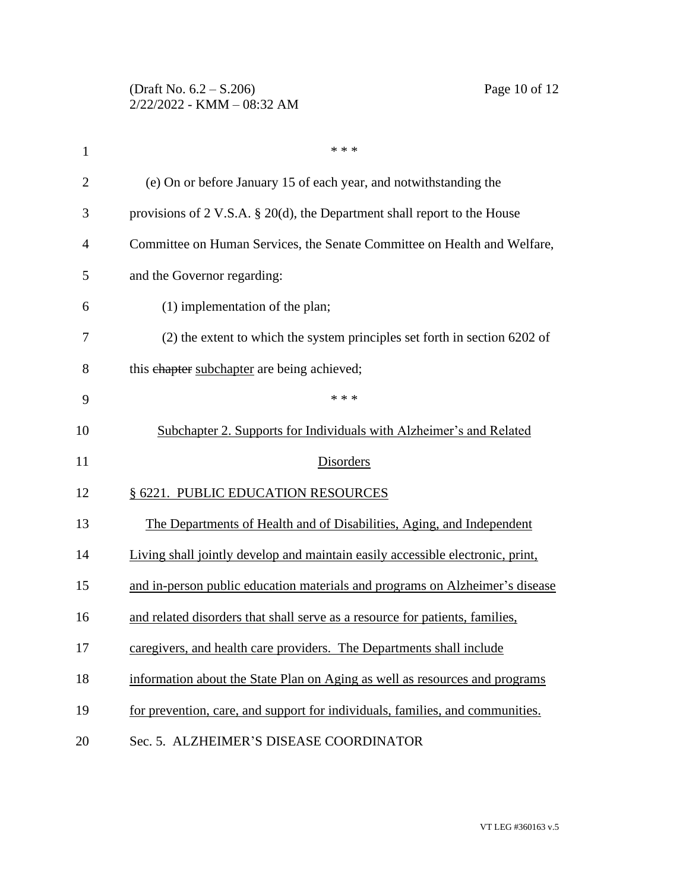\* \* \*

(e) On or before January 15 of each year, and notwithstanding the provisions of 2 V.S.A. § 20(d), the Department shall report to the House Committee on Human Services, the Senate Committee on Health and Welfare, and the Governor regarding:

(1) implementation of the plan;

(2) the extent to which the system principles set forth in section 6202 of this ~~chapter~~ subchapter are being achieved;

\* \* \*

Subchapter 2. Supports for Individuals with Alzheimer's and Related Disorders

§ 6221. PUBLIC EDUCATION RESOURCES

The Departments of Health and of Disabilities, Aging, and Independent Living shall jointly develop and maintain easily accessible electronic, print, and in-person public education materials and programs on Alzheimer's disease and related disorders that shall serve as a resource for patients, families, caregivers, and health care providers. The Departments shall include information about the State Plan on Aging as well as resources and programs for prevention, care, and support for individuals, families, and communities.

Sec. 5. ALZHEIMER'S DISEASE COORDINATOR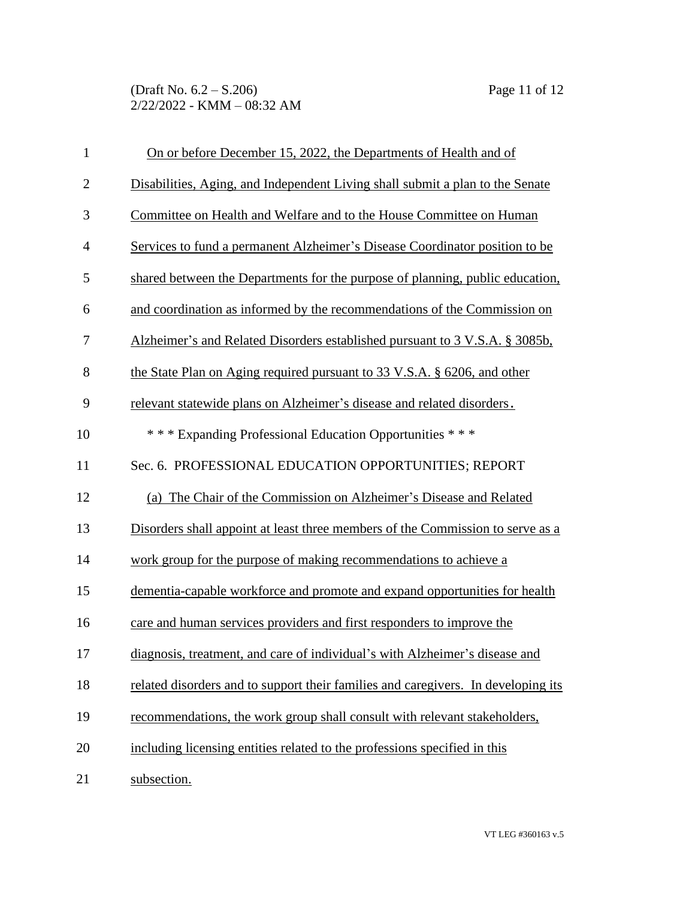On or before December 15, 2022, the Departments of Health and of Disabilities, Aging, and Independent Living shall submit a plan to the Senate Committee on Health and Welfare and to the House Committee on Human Services to fund a permanent Alzheimer's Disease Coordinator position to be shared between the Departments for the purpose of planning, public education, and coordination as informed by the recommendations of the Commission on Alzheimer's and Related Disorders established pursuant to 3 V.S.A. § 3085b, the State Plan on Aging required pursuant to 33 V.S.A. § 6206, and other relevant statewide plans on Alzheimer's disease and related disorders.

\* \* \* Expanding Professional Education Opportunities \* \* \*

Sec. 6. PROFESSIONAL EDUCATION OPPORTUNITIES; REPORT

(a) The Chair of the Commission on Alzheimer's Disease and Related Disorders shall appoint at least three members of the Commission to serve as a work group for the purpose of making recommendations to achieve a dementia-capable workforce and promote and expand opportunities for health care and human services providers and first responders to improve the diagnosis, treatment, and care of individual's with Alzheimer's disease and related disorders and to support their families and caregivers. In developing its recommendations, the work group shall consult with relevant stakeholders, including licensing entities related to the professions specified in this subsection.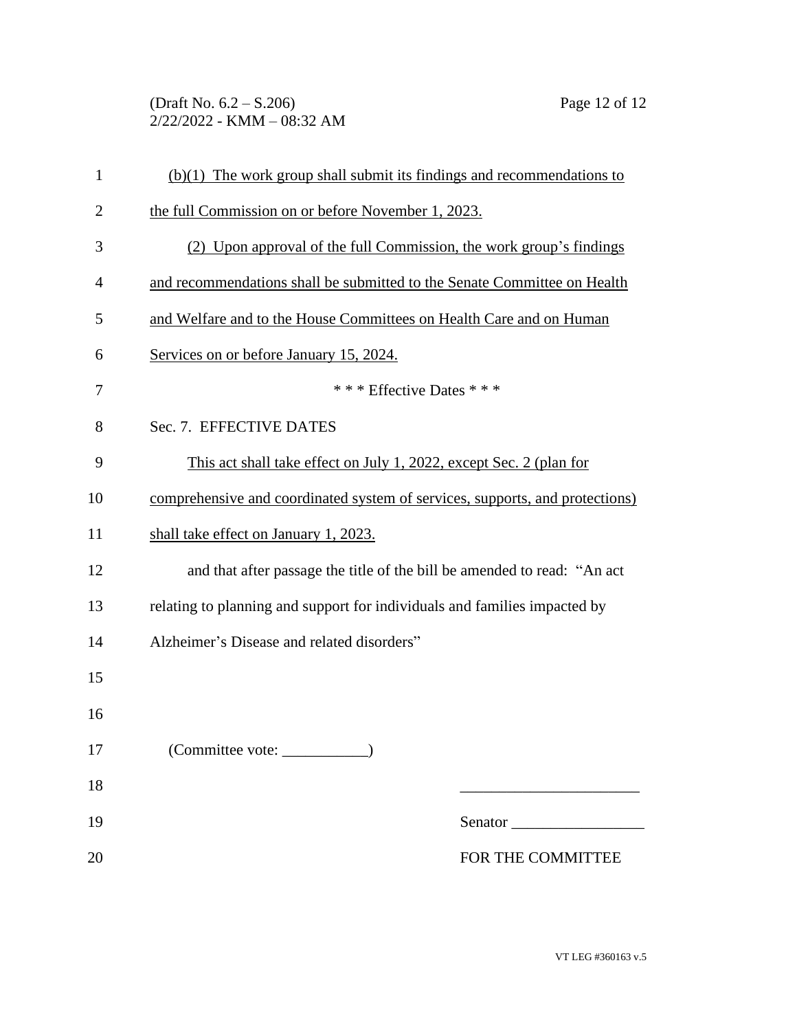(b)(1) The work group shall submit its findings and recommendations to the full Commission on or before November 1, 2023.

(2) Upon approval of the full Commission, the work group's findings and recommendations shall be submitted to the Senate Committee on Health and Welfare and to the House Committees on Health Care and on Human Services on or before January 15, 2024.

\* \* \* Effective Dates \* \* \*

Sec. 7. EFFECTIVE DATES

This act shall take effect on July 1, 2022, except Sec. 2 (plan for comprehensive and coordinated system of services, supports, and protections) shall take effect on January 1, 2023.

and that after passage the title of the bill be amended to read: "An act relating to planning and support for individuals and families impacted by Alzheimer's Disease and related disorders"

(Committee vote: ___________)

_______________________

Senator _________________

FOR THE COMMITTEE